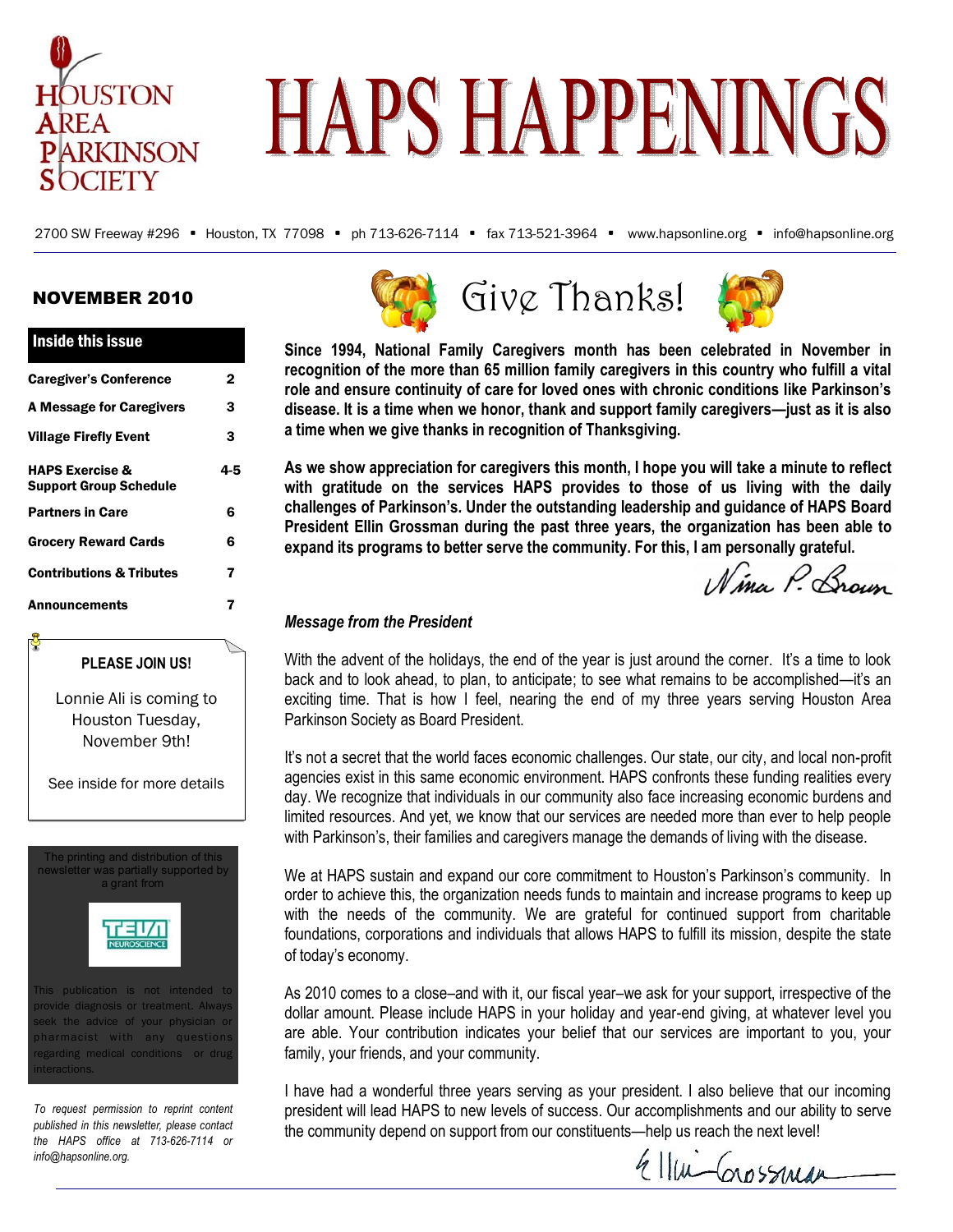# HOUSTON AREA PARKINSON SOCIETY

# HAPS HAPPENINGS

2700 SW Freeway #296 ▪ Houston, TX 77098 ▪ ph 713-626-7114 ▪ fax 713-521-3964 ▪ www.hapsonline.org ▪ info@hapsonline.org

## NOVEMBER 2010

### Inside this issue

| | |
|---|---|
| **Caregiver's Conference** | **2** |
| **A Message for Caregivers** | **3** |
| **Village Firefly Event** | **3** |
| **HAPS Exercise & Support Group Schedule** | **4-5** |
| **Partners in Care** | **6** |
| **Grocery Reward Cards** | **6** |
| **Contributions & Tributes** | **7** |
| **Announcements** | **7** |

**PLEASE JOIN US!**

Lonnie Ali is coming to Houston Tuesday, November 9th!

See inside for more details

The printing and distribution of this newsletter was partially supported by a grant from

TEVA NEUROSCIENCE

This publication is not intended to provide diagnosis or treatment. Always seek the advice of your physician or pharmacist with any questions regarding medical conditions or drug interactions.

*To request permission to reprint content published in this newsletter, please contact the HAPS office at 713-626-7114 or info@hapsonline.org.*

## Give Thanks!

**Since 1994, National Family Caregivers month has been celebrated in November in recognition of the more than 65 million family caregivers in this country who fulfill a vital role and ensure continuity of care for loved ones with chronic conditions like Parkinson's disease. It is a time when we honor, thank and support family caregivers—just as it is also a time when we give thanks in recognition of Thanksgiving.**

**As we show appreciation for caregivers this month, I hope you will take a minute to reflect with gratitude on the services HAPS provides to those of us living with the daily challenges of Parkinson's. Under the outstanding leadership and guidance of HAPS Board President Ellin Grossman during the past three years, the organization has been able to expand its programs to better serve the community. For this, I am personally grateful.**

Nina P. Brown

### *Message from the President*

With the advent of the holidays, the end of the year is just around the corner. It's a time to look back and to look ahead, to plan, to anticipate; to see what remains to be accomplished—it's an exciting time. That is how I feel, nearing the end of my three years serving Houston Area Parkinson Society as Board President.

It's not a secret that the world faces economic challenges. Our state, our city, and local non-profit agencies exist in this same economic environment. HAPS confronts these funding realities every day. We recognize that individuals in our community also face increasing economic burdens and limited resources. And yet, we know that our services are needed more than ever to help people with Parkinson's, their families and caregivers manage the demands of living with the disease.

We at HAPS sustain and expand our core commitment to Houston's Parkinson's community. In order to achieve this, the organization needs funds to maintain and increase programs to keep up with the needs of the community. We are grateful for continued support from charitable foundations, corporations and individuals that allows HAPS to fulfill its mission, despite the state of today's economy.

As 2010 comes to a close–and with it, our fiscal year–we ask for your support, irrespective of the dollar amount. Please include HAPS in your holiday and year-end giving, at whatever level you are able. Your contribution indicates your belief that our services are important to you, your family, your friends, and your community.

I have had a wonderful three years serving as your president. I also believe that our incoming president will lead HAPS to new levels of success. Our accomplishments and our ability to serve the community depend on support from our constituents—help us reach the next level!

Ellin Grossman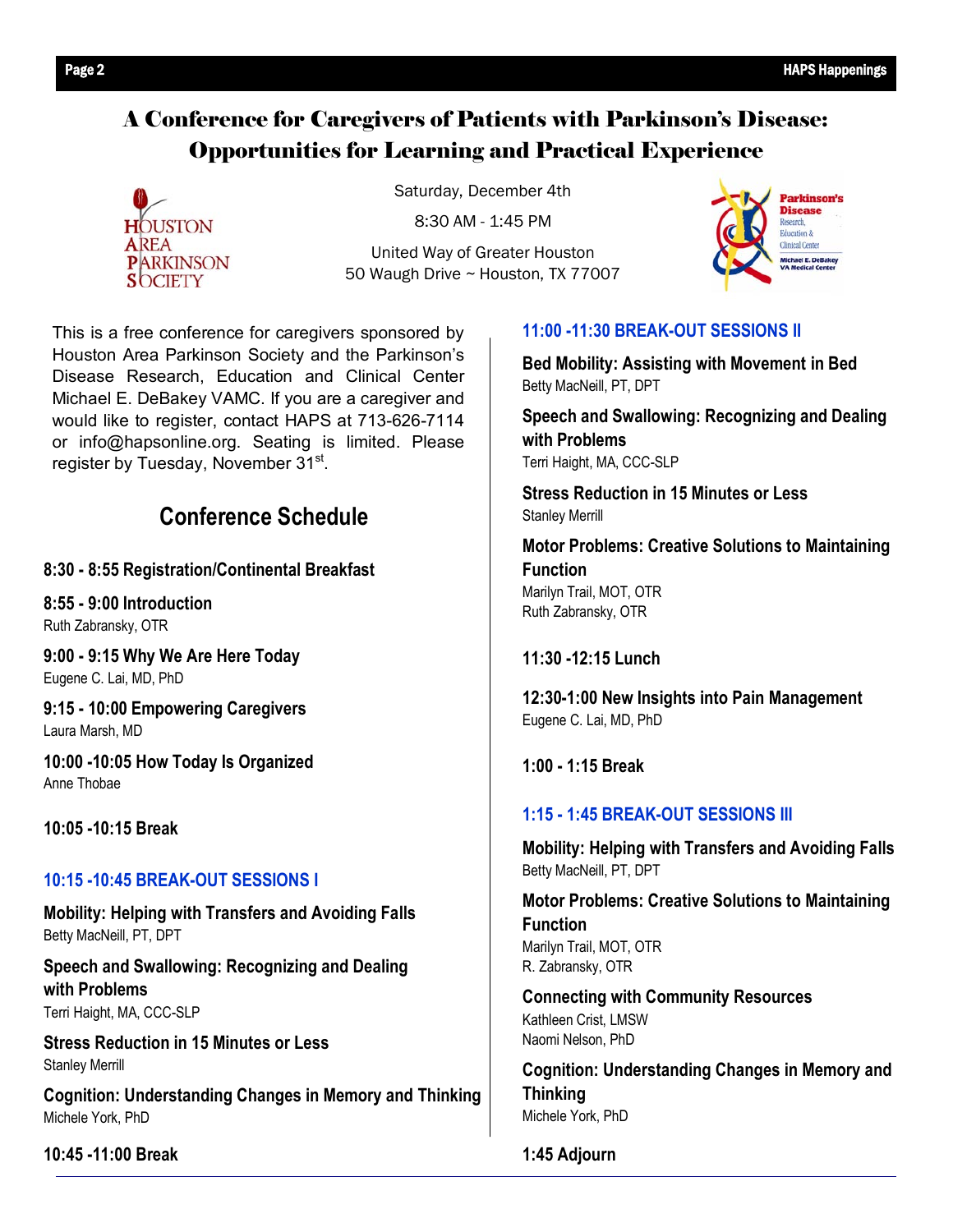# A Conference for Caregivers of Patients with Parkinson's Disease: Opportunities for Learning and Practical Experience

Saturday, December 4th

8:30 AM - 1:45 PM

United Way of Greater Houston
50 Waugh Drive ~ Houston, TX 77007

This is a free conference for caregivers sponsored by Houston Area Parkinson Society and the Parkinson's Disease Research, Education and Clinical Center Michael E. DeBakey VAMC. If you are a caregiver and would like to register, contact HAPS at 713-626-7114 or info@hapsonline.org. Seating is limited. Please register by Tuesday, November 31st.

## Conference Schedule

**8:30 - 8:55 Registration/Continental Breakfast**

**8:55 - 9:00 Introduction**
Ruth Zabransky, OTR

**9:00 - 9:15 Why We Are Here Today**
Eugene C. Lai, MD, PhD

**9:15 - 10:00 Empowering Caregivers**
Laura Marsh, MD

**10:00 -10:05 How Today Is Organized**
Anne Thobae

**10:05 -10:15 Break**

### 10:15 -10:45 BREAK-OUT SESSIONS I

**Mobility: Helping with Transfers and Avoiding Falls**
Betty MacNeill, PT, DPT

**Speech and Swallowing: Recognizing and Dealing with Problems**
Terri Haight, MA, CCC-SLP

**Stress Reduction in 15 Minutes or Less**
Stanley Merrill

**Cognition: Understanding Changes in Memory and Thinking**
Michele York, PhD

**10:45 -11:00 Break**

### 11:00 -11:30 BREAK-OUT SESSIONS II

**Bed Mobility: Assisting with Movement in Bed**
Betty MacNeill, PT, DPT

**Speech and Swallowing: Recognizing and Dealing with Problems**
Terri Haight, MA, CCC-SLP

**Stress Reduction in 15 Minutes or Less**
Stanley Merrill

**Motor Problems: Creative Solutions to Maintaining Function**
Marilyn Trail, MOT, OTR
Ruth Zabransky, OTR

**11:30 -12:15 Lunch**

**12:30-1:00 New Insights into Pain Management**
Eugene C. Lai, MD, PhD

**1:00 - 1:15 Break**

### 1:15 - 1:45 BREAK-OUT SESSIONS III

**Mobility: Helping with Transfers and Avoiding Falls**
Betty MacNeill, PT, DPT

**Motor Problems: Creative Solutions to Maintaining Function**
Marilyn Trail, MOT, OTR
R. Zabransky, OTR

**Connecting with Community Resources**
Kathleen Crist, LMSW
Naomi Nelson, PhD

**Cognition: Understanding Changes in Memory and Thinking**
Michele York, PhD

**1:45 Adjourn**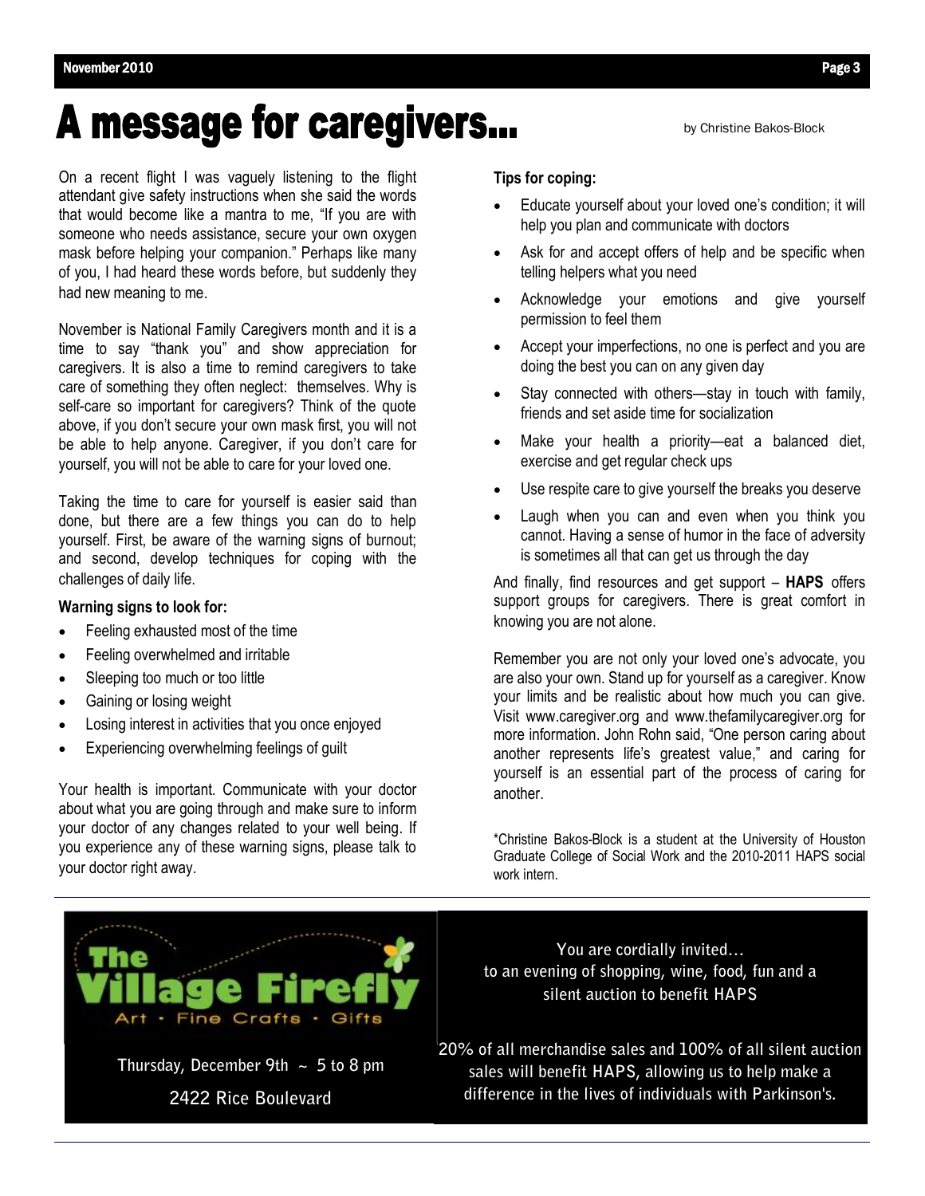# A message for caregivers…

by Christine Bakos-Block

On a recent flight I was vaguely listening to the flight attendant give safety instructions when she said the words that would become like a mantra to me, "If you are with someone who needs assistance, secure your own oxygen mask before helping your companion." Perhaps like many of you, I had heard these words before, but suddenly they had new meaning to me.

November is National Family Caregivers month and it is a time to say "thank you" and show appreciation for caregivers. It is also a time to remind caregivers to take care of something they often neglect: themselves. Why is self-care so important for caregivers? Think of the quote above, if you don't secure your own mask first, you will not be able to help anyone. Caregiver, if you don't care for yourself, you will not be able to care for your loved one.

Taking the time to care for yourself is easier said than done, but there are a few things you can do to help yourself. First, be aware of the warning signs of burnout; and second, develop techniques for coping with the challenges of daily life.

**Warning signs to look for:**

- Feeling exhausted most of the time
- Feeling overwhelmed and irritable
- Sleeping too much or too little
- Gaining or losing weight
- Losing interest in activities that you once enjoyed
- Experiencing overwhelming feelings of guilt

Your health is important. Communicate with your doctor about what you are going through and make sure to inform your doctor of any changes related to your well being. If you experience any of these warning signs, please talk to your doctor right away.

**Tips for coping:**

- Educate yourself about your loved one's condition; it will help you plan and communicate with doctors
- Ask for and accept offers of help and be specific when telling helpers what you need
- Acknowledge your emotions and give yourself permission to feel them
- Accept your imperfections, no one is perfect and you are doing the best you can on any given day
- Stay connected with others—stay in touch with family, friends and set aside time for socialization
- Make your health a priority—eat a balanced diet, exercise and get regular check ups
- Use respite care to give yourself the breaks you deserve
- Laugh when you can and even when you think you cannot. Having a sense of humor in the face of adversity is sometimes all that can get us through the day

And finally, find resources and get support – **HAPS** offers support groups for caregivers. There is great comfort in knowing you are not alone.

Remember you are not only your loved one's advocate, you are also your own. Stand up for yourself as a caregiver. Know your limits and be realistic about how much you can give. Visit www.caregiver.org and www.thefamilycaregiver.org for more information. John Rohn said, "One person caring about another represents life's greatest value," and caring for yourself is an essential part of the process of caring for another.

*Christine Bakos-Block is a student at the University of Houston Graduate College of Social Work and the 2010-2011 HAPS social work intern.

---

**The Village Firefly**
Art · Fine Crafts · Gifts

Thursday, December 9th ~ 5 to 8 pm

2422 Rice Boulevard

You are cordially invited…
to an evening of shopping, wine, food, fun and a silent auction to benefit HAPS

20% of all merchandise sales and 100% of all silent auction sales will benefit HAPS, allowing us to help make a difference in the lives of individuals with Parkinson's.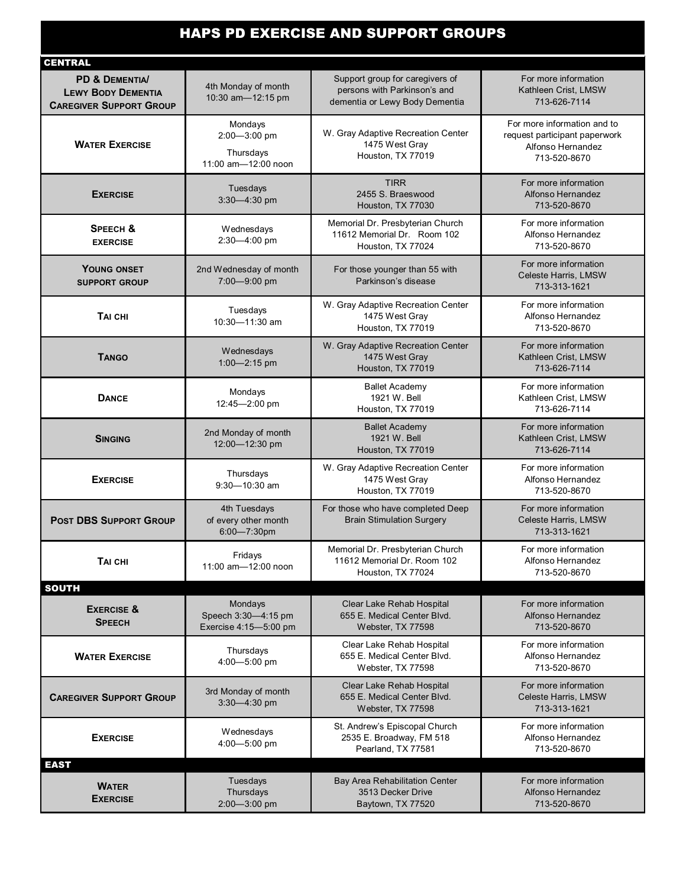# HAPS PD EXERCISE AND SUPPORT GROUPS

| Group | Schedule | Location / Description | Contact |
|---|---|---|---|
| **CENTRAL** | | | |
| **PD & Dementia/ Lewy Body Dementia Caregiver Support Group** | 4th Monday of month 10:30 am—12:15 pm | Support group for caregivers of persons with Parkinson's and dementia or Lewy Body Dementia | For more information Kathleen Crist, LMSW 713-626-7114 |
| **Water Exercise** | Mondays 2:00—3:00 pm Thursdays 11:00 am—12:00 noon | W. Gray Adaptive Recreation Center 1475 West Gray Houston, TX 77019 | For more information and to request participant paperwork Alfonso Hernandez 713-520-8670 |
| **Exercise** | Tuesdays 3:30—4:30 pm | TIRR 2455 S. Braeswood Houston, TX 77030 | For more information Alfonso Hernandez 713-520-8670 |
| **Speech & exercise** | Wednesdays 2:30—4:00 pm | Memorial Dr. Presbyterian Church 11612 Memorial Dr. Room 102 Houston, TX 77024 | For more information Alfonso Hernandez 713-520-8670 |
| **Young onset support group** | 2nd Wednesday of month 7:00—9:00 pm | For those younger than 55 with Parkinson's disease | For more information Celeste Harris, LMSW 713-313-1621 |
| **Tai chi** | Tuesdays 10:30—11:30 am | W. Gray Adaptive Recreation Center 1475 West Gray Houston, TX 77019 | For more information Alfonso Hernandez 713-520-8670 |
| **Tango** | Wednesdays 1:00—2:15 pm | W. Gray Adaptive Recreation Center 1475 West Gray Houston, TX 77019 | For more information Kathleen Crist, LMSW 713-626-7114 |
| **Dance** | Mondays 12:45—2:00 pm | Ballet Academy 1921 W. Bell Houston, TX 77019 | For more information Kathleen Crist, LMSW 713-626-7114 |
| **Singing** | 2nd Monday of month 12:00—12:30 pm | Ballet Academy 1921 W. Bell Houston, TX 77019 | For more information Kathleen Crist, LMSW 713-626-7114 |
| **Exercise** | Thursdays 9:30—10:30 am | W. Gray Adaptive Recreation Center 1475 West Gray Houston, TX 77019 | For more information Alfonso Hernandez 713-520-8670 |
| **Post DBS Support Group** | 4th Tuesdays of every other month 6:00—7:30pm | For those who have completed Deep Brain Stimulation Surgery | For more information Celeste Harris, LMSW 713-313-1621 |
| **Tai chi** | Fridays 11:00 am—12:00 noon | Memorial Dr. Presbyterian Church 11612 Memorial Dr. Room 102 Houston, TX 77024 | For more information Alfonso Hernandez 713-520-8670 |
| **SOUTH** | | | |
| **Exercise & Speech** | Mondays Speech 3:30—4:15 pm Exercise 4:15—5:00 pm | Clear Lake Rehab Hospital 655 E. Medical Center Blvd. Webster, TX 77598 | For more information Alfonso Hernandez 713-520-8670 |
| **Water Exercise** | Thursdays 4:00—5:00 pm | Clear Lake Rehab Hospital 655 E. Medical Center Blvd. Webster, TX 77598 | For more information Alfonso Hernandez 713-520-8670 |
| **Caregiver Support Group** | 3rd Monday of month 3:30—4:30 pm | Clear Lake Rehab Hospital 655 E. Medical Center Blvd. Webster, TX 77598 | For more information Celeste Harris, LMSW 713-313-1621 |
| **Exercise** | Wednesdays 4:00—5:00 pm | St. Andrew's Episcopal Church 2535 E. Broadway, FM 518 Pearland, TX 77581 | For more information Alfonso Hernandez 713-520-8670 |
| **EAST** | | | |
| **Water Exercise** | Tuesdays Thursdays 2:00—3:00 pm | Bay Area Rehabilitation Center 3513 Decker Drive Baytown, TX 77520 | For more information Alfonso Hernandez 713-520-8670 |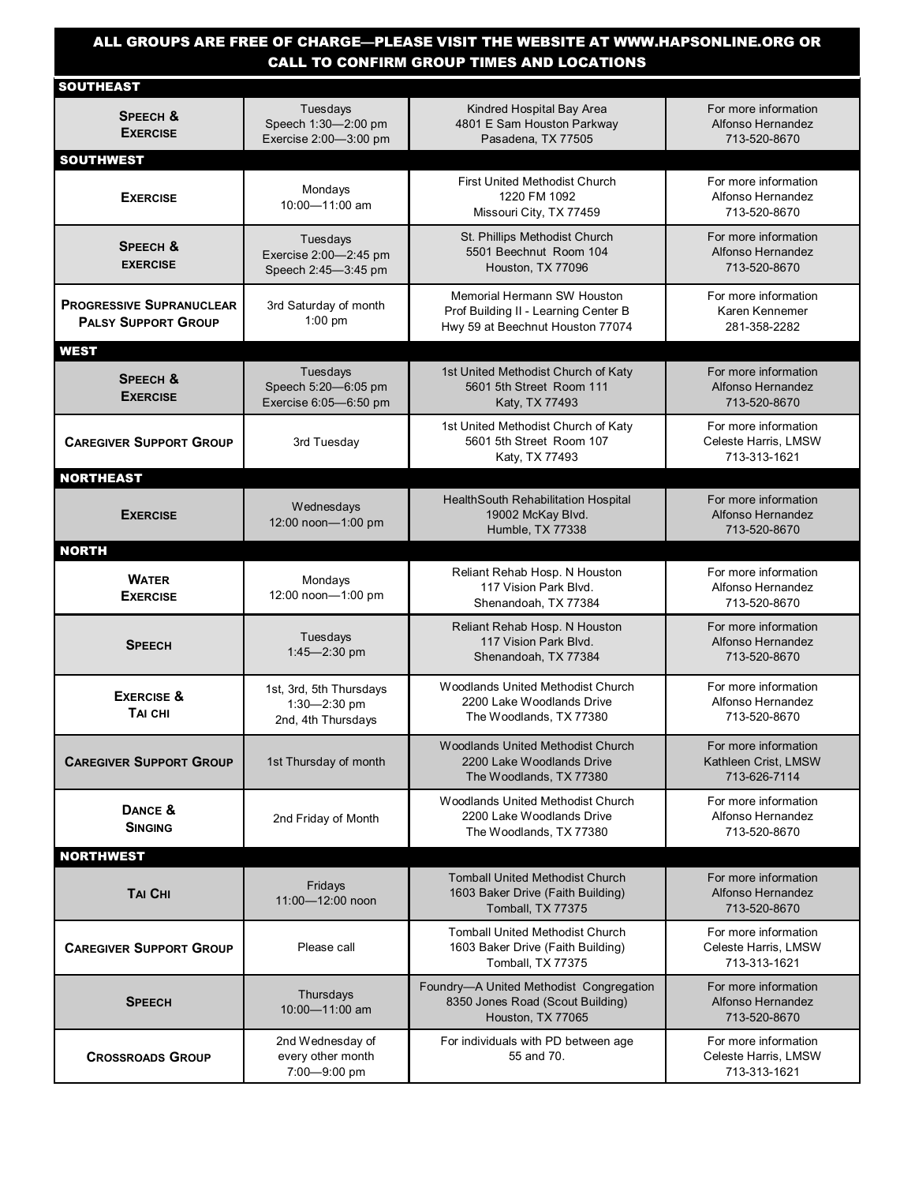**ALL GROUPS ARE FREE OF CHARGE—PLEASE VISIT THE WEBSITE AT WWW.HAPSONLINE.ORG OR CALL TO CONFIRM GROUP TIMES AND LOCATIONS**

| | | | |
|---|---|---|---|
| **SOUTHEAST** | | | |
| **Speech & Exercise** | Tuesdays<br>Speech 1:30—2:00 pm<br>Exercise 2:00—3:00 pm | Kindred Hospital Bay Area<br>4801 E Sam Houston Parkway<br>Pasadena, TX 77505 | For more information<br>Alfonso Hernandez<br>713-520-8670 |
| **SOUTHWEST** | | | |
| **Exercise** | Mondays<br>10:00—11:00 am | First United Methodist Church<br>1220 FM 1092<br>Missouri City, TX 77459 | For more information<br>Alfonso Hernandez<br>713-520-8670 |
| **Speech & exercise** | Tuesdays<br>Exercise 2:00—2:45 pm<br>Speech 2:45—3:45 pm | St. Phillips Methodist Church<br>5501 Beechnut Room 104<br>Houston, TX 77096 | For more information<br>Alfonso Hernandez<br>713-520-8670 |
| **Progressive Supranuclear Palsy Support Group** | 3rd Saturday of month<br>1:00 pm | Memorial Hermann SW Houston<br>Prof Building II - Learning Center B<br>Hwy 59 at Beechnut Houston 77074 | For more information<br>Karen Kennemer<br>281-358-2282 |
| **WEST** | | | |
| **Speech & Exercise** | Tuesdays<br>Speech 5:20—6:05 pm<br>Exercise 6:05—6:50 pm | 1st United Methodist Church of Katy<br>5601 5th Street Room 111<br>Katy, TX 77493 | For more information<br>Alfonso Hernandez<br>713-520-8670 |
| **Caregiver Support Group** | 3rd Tuesday | 1st United Methodist Church of Katy<br>5601 5th Street Room 107<br>Katy, TX 77493 | For more information<br>Celeste Harris, LMSW<br>713-313-1621 |
| **NORTHEAST** | | | |
| **Exercise** | Wednesdays<br>12:00 noon—1:00 pm | HealthSouth Rehabilitation Hospital<br>19002 McKay Blvd.<br>Humble, TX 77338 | For more information<br>Alfonso Hernandez<br>713-520-8670 |
| **NORTH** | | | |
| **Water Exercise** | Mondays<br>12:00 noon—1:00 pm | Reliant Rehab Hosp. N Houston<br>117 Vision Park Blvd.<br>Shenandoah, TX 77384 | For more information<br>Alfonso Hernandez<br>713-520-8670 |
| **Speech** | Tuesdays<br>1:45—2:30 pm | Reliant Rehab Hosp. N Houston<br>117 Vision Park Blvd.<br>Shenandoah, TX 77384 | For more information<br>Alfonso Hernandez<br>713-520-8670 |
| **Exercise & Tai chi** | 1st, 3rd, 5th Thursdays<br>1:30—2:30 pm<br>2nd, 4th Thursdays | Woodlands United Methodist Church<br>2200 Lake Woodlands Drive<br>The Woodlands, TX 77380 | For more information<br>Alfonso Hernandez<br>713-520-8670 |
| **Caregiver Support Group** | 1st Thursday of month | Woodlands United Methodist Church<br>2200 Lake Woodlands Drive<br>The Woodlands, TX 77380 | For more information<br>Kathleen Crist, LMSW<br>713-626-7114 |
| **Dance & Singing** | 2nd Friday of Month | Woodlands United Methodist Church<br>2200 Lake Woodlands Drive<br>The Woodlands, TX 77380 | For more information<br>Alfonso Hernandez<br>713-520-8670 |
| **NORTHWEST** | | | |
| **Tai Chi** | Fridays<br>11:00—12:00 noon | Tomball United Methodist Church<br>1603 Baker Drive (Faith Building)<br>Tomball, TX 77375 | For more information<br>Alfonso Hernandez<br>713-520-8670 |
| **Caregiver Support Group** | Please call | Tomball United Methodist Church<br>1603 Baker Drive (Faith Building)<br>Tomball, TX 77375 | For more information<br>Celeste Harris, LMSW<br>713-313-1621 |
| **Speech** | Thursdays<br>10:00—11:00 am | Foundry—A United Methodist Congregation<br>8350 Jones Road (Scout Building)<br>Houston, TX 77065 | For more information<br>Alfonso Hernandez<br>713-520-8670 |
| **Crossroads Group** | 2nd Wednesday of every other month<br>7:00—9:00 pm | For individuals with PD between age 55 and 70. | For more information<br>Celeste Harris, LMSW<br>713-313-1621 |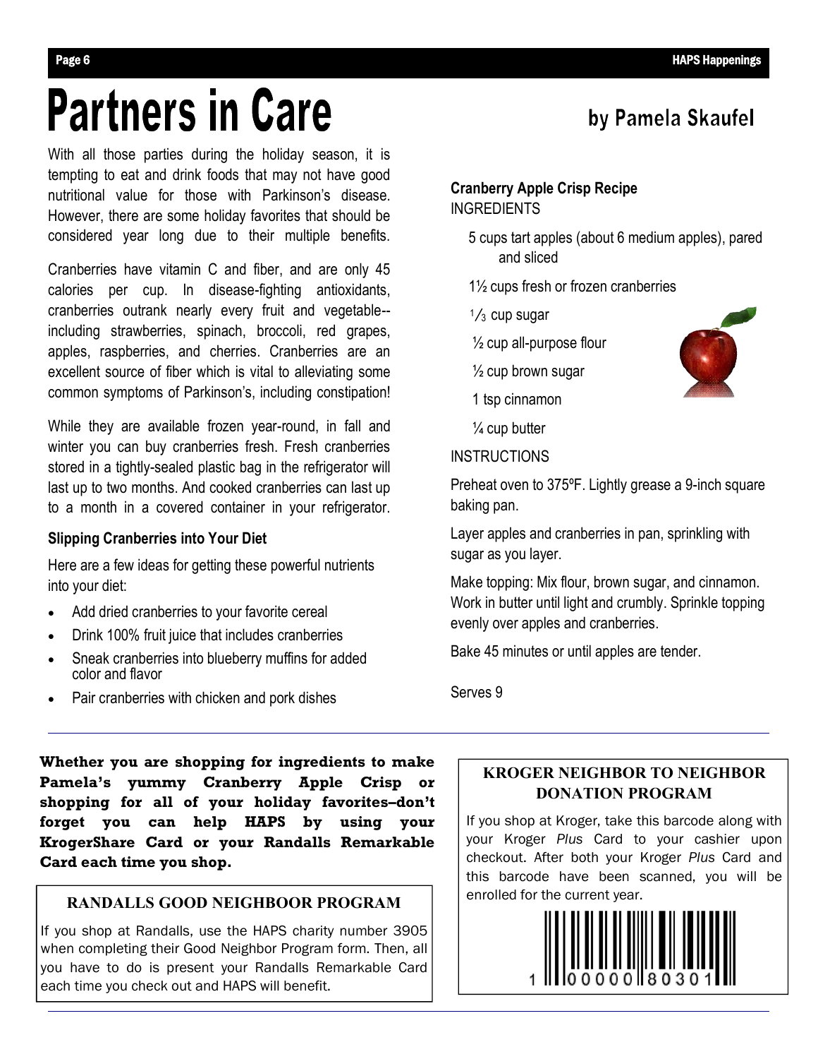# Partners in Care

**by Pamela Skaufel**

With all those parties during the holiday season, it is tempting to eat and drink foods that may not have good nutritional value for those with Parkinson's disease. However, there are some holiday favorites that should be considered year long due to their multiple benefits.

Cranberries have vitamin C and fiber, and are only 45 calories per cup. In disease-fighting antioxidants, cranberries outrank nearly every fruit and vegetable--including strawberries, spinach, broccoli, red grapes, apples, raspberries, and cherries. Cranberries are an excellent source of fiber which is vital to alleviating some common symptoms of Parkinson's, including constipation!

While they are available frozen year-round, in fall and winter you can buy cranberries fresh. Fresh cranberries stored in a tightly-sealed plastic bag in the refrigerator will last up to two months. And cooked cranberries can last up to a month in a covered container in your refrigerator.

### Slipping Cranberries into Your Diet

Here are a few ideas for getting these powerful nutrients into your diet:

- Add dried cranberries to your favorite cereal
- Drink 100% fruit juice that includes cranberries
- Sneak cranberries into blueberry muffins for added color and flavor
- Pair cranberries with chicken and pork dishes

### Cranberry Apple Crisp Recipe

INGREDIENTS

- 5 cups tart apples (about 6 medium apples), pared and sliced
- 1½ cups fresh or frozen cranberries
- ⅓ cup sugar
- ½ cup all-purpose flour
- ½ cup brown sugar
- 1 tsp cinnamon
- ¼ cup butter

INSTRUCTIONS

Preheat oven to 375ºF. Lightly grease a 9-inch square baking pan.

Layer apples and cranberries in pan, sprinkling with sugar as you layer.

Make topping: Mix flour, brown sugar, and cinnamon. Work in butter until light and crumbly. Sprinkle topping evenly over apples and cranberries.

Bake 45 minutes or until apples are tender.

Serves 9

---

**Whether you are shopping for ingredients to make Pamela's yummy Cranberry Apple Crisp or shopping for all of your holiday favorites–don't forget you can help HAPS by using your KrogerShare Card or your Randalls Remarkable Card each time you shop.**

### RANDALLS GOOD NEIGHBOOR PROGRAM

If you shop at Randalls, use the HAPS charity number 3905 when completing their Good Neighbor Program form. Then, all you have to do is present your Randalls Remarkable Card each time you check out and HAPS will benefit.

### KROGER NEIGHBOR TO NEIGHBOR DONATION PROGRAM

If you shop at Kroger, take this barcode along with your Kroger *Plus* Card to your cashier upon checkout. After both your Kroger *Plus* Card and this barcode have been scanned, you will be enrolled for the current year.

1 00000 80301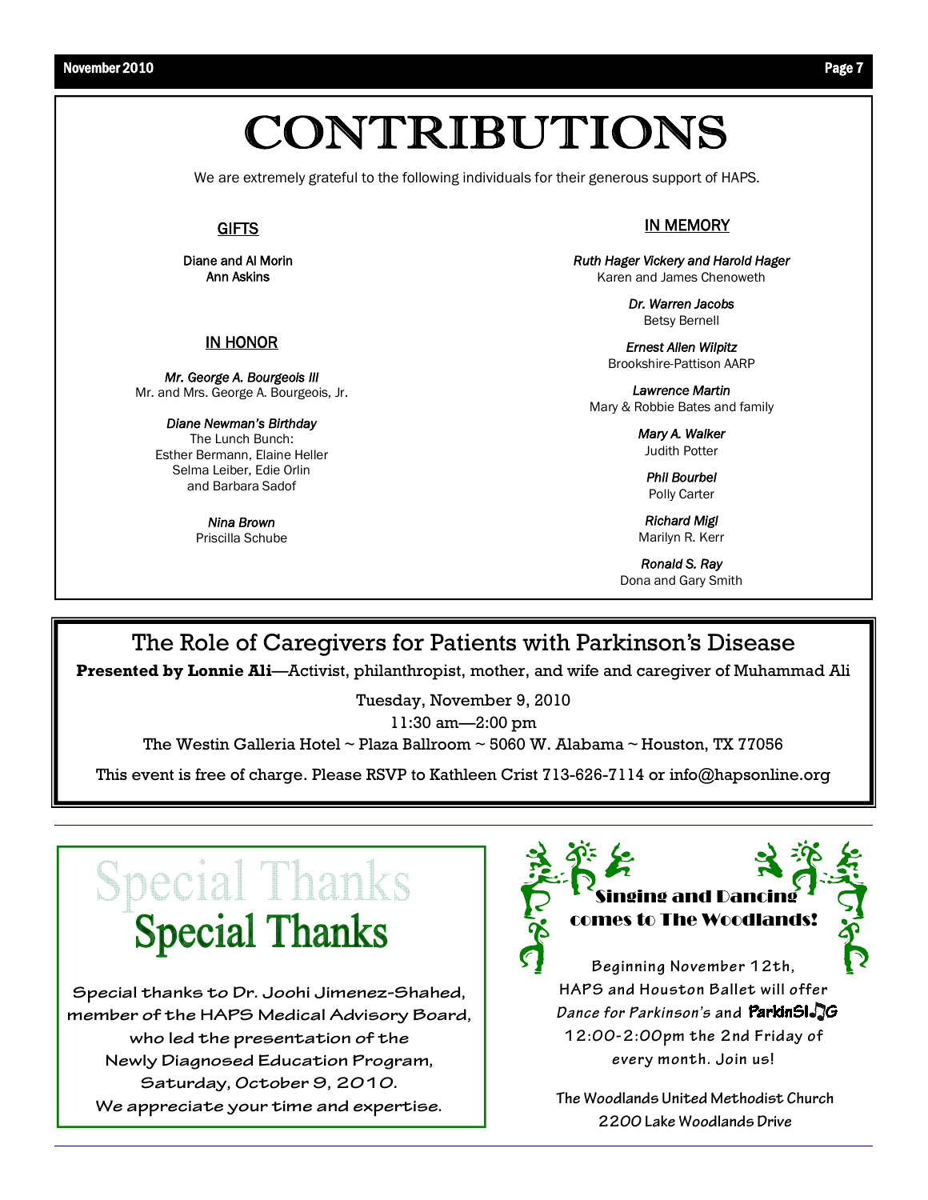# CONTRIBUTIONS

We are extremely grateful to the following individuals for their generous support of HAPS.

### GIFTS

**Diane and Al Morin**
**Ann Askins**

### IN HONOR

***Mr. George A. Bourgeois III***
Mr. and Mrs. George A. Bourgeois, Jr.

***Diane Newman's Birthday***
The Lunch Bunch:
Esther Bermann, Elaine Heller
Selma Leiber, Edie Orlin
and Barbara Sadof

***Nina Brown***
Priscilla Schube

### IN MEMORY

***Ruth Hager Vickery and Harold Hager***
Karen and James Chenoweth

***Dr. Warren Jacobs***
Betsy Bernell

***Ernest Allen Wilpitz***
Brookshire-Pattison AARP

***Lawrence Martin***
Mary & Robbie Bates and family

***Mary A. Walker***
Judith Potter

***Phil Bourbel***
Polly Carter

***Richard Migl***
Marilyn R. Kerr

***Ronald S. Ray***
Dona and Gary Smith

## The Role of Caregivers for Patients with Parkinson's Disease

**Presented by Lonnie Ali**—Activist, philanthropist, mother, and wife and caregiver of Muhammad Ali

Tuesday, November 9, 2010
11:30 am—2:00 pm
The Westin Galleria Hotel ~ Plaza Ballroom ~ 5060 W. Alabama ~ Houston, TX 77056

This event is free of charge. Please RSVP to Kathleen Crist 713-626-7114 or info@hapsonline.org

## Special Thanks

Special thanks to Dr. Joohi Jimenez-Shahed, member of the HAPS Medical Advisory Board, who led the presentation of the Newly Diagnosed Education Program, Saturday, October 9, 2010. We appreciate your time and expertise.

## Singing and Dancing comes to The Woodlands!

Beginning November 12th, HAPS and Houston Ballet will offer *Dance for Parkinson's* and ParkinSINGG 12:00-2:00pm the 2nd Friday of every month. Join us!

The Woodlands United Methodist Church
2200 Lake Woodlands Drive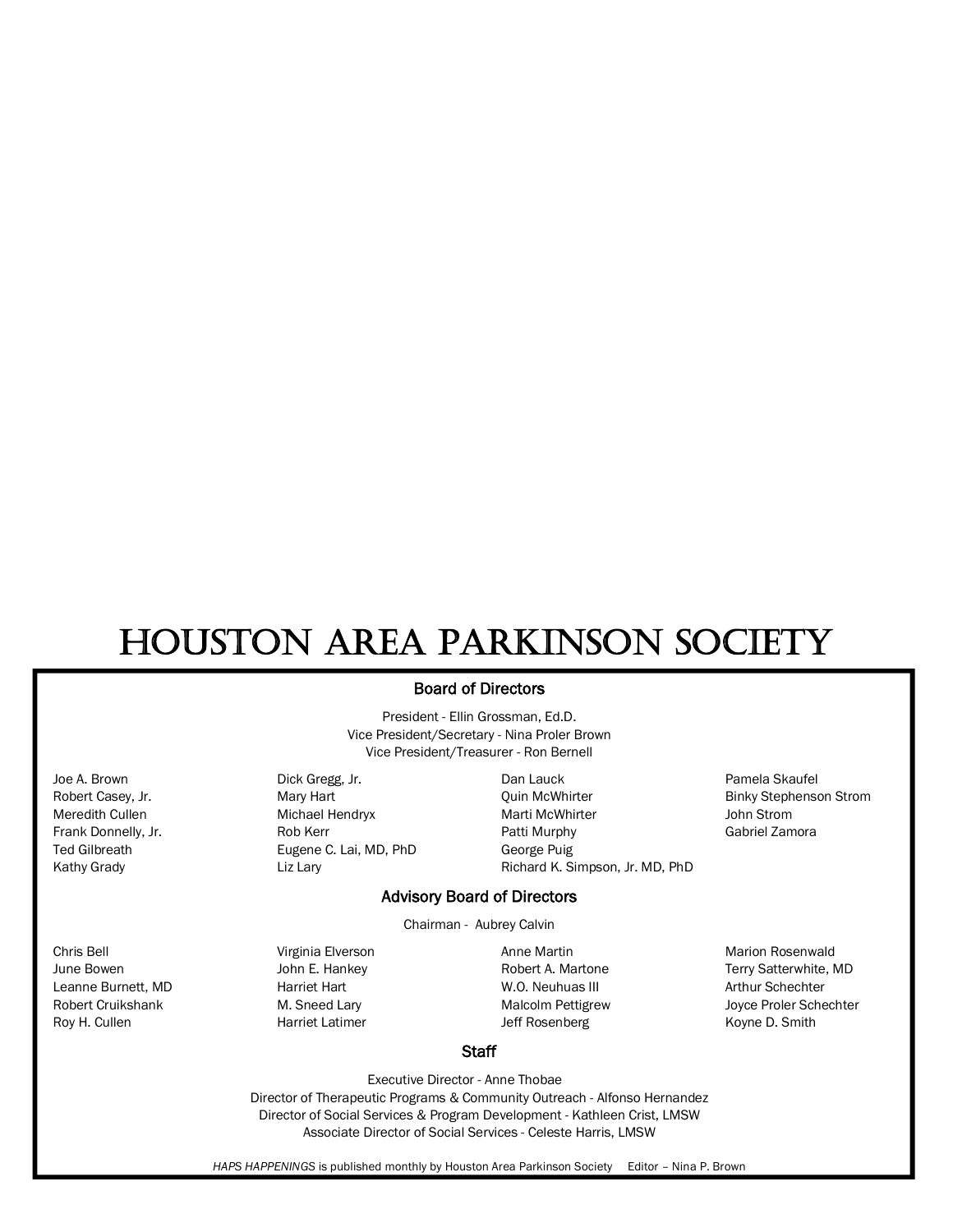# Houston Area Parkinson Society

## Board of Directors

President - Ellin Grossman, Ed.D.
Vice President/Secretary - Nina Proler Brown
Vice President/Treasurer - Ron Bernell

Joe A. Brown
Robert Casey, Jr.
Meredith Cullen
Frank Donnelly, Jr.
Ted Gilbreath
Kathy Grady
Dick Gregg, Jr.
Mary Hart
Michael Hendryx
Rob Kerr
Eugene C. Lai, MD, PhD
Liz Lary
Dan Lauck
Quin McWhirter
Marti McWhirter
Patti Murphy
George Puig
Richard K. Simpson, Jr. MD, PhD
Pamela Skaufel
Binky Stephenson Strom
John Strom
Gabriel Zamora

## Advisory Board of Directors

Chairman - Aubrey Calvin

Chris Bell
June Bowen
Leanne Burnett, MD
Robert Cruikshank
Roy H. Cullen
Virginia Elverson
John E. Hankey
Harriet Hart
M. Sneed Lary
Harriet Latimer
Anne Martin
Robert A. Martone
W.O. Neuhuas III
Malcolm Pettigrew
Jeff Rosenberg
Marion Rosenwald
Terry Satterwhite, MD
Arthur Schechter
Joyce Proler Schechter
Koyne D. Smith

## Staff

Executive Director - Anne Thobae
Director of Therapeutic Programs & Community Outreach - Alfonso Hernandez
Director of Social Services & Program Development - Kathleen Crist, LMSW
Associate Director of Social Services - Celeste Harris, LMSW

*HAPS HAPPENINGS* is published monthly by Houston Area Parkinson Society Editor – Nina P. Brown